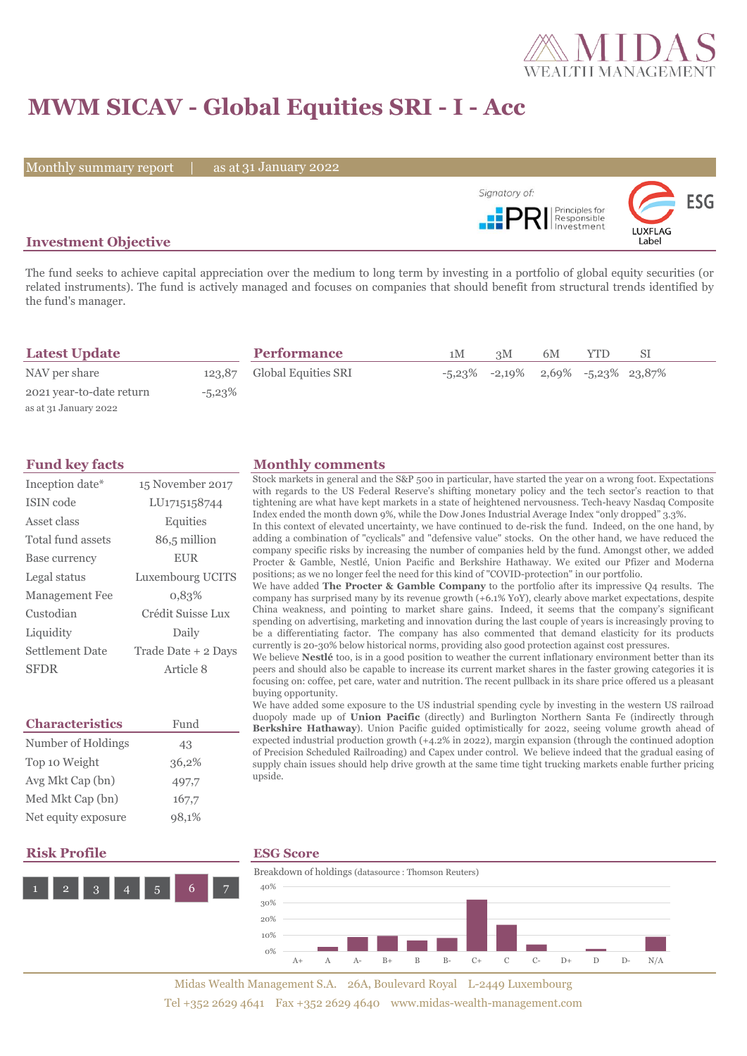# MWM SICAV - Global Equities SRI - I - Acc

Monthly summary report | as at 31 January 2022

Signatory of: PRI Principles for Responsible Investment

ESG LUXFLAG Label

## Investment Objective

The fund seeks to achieve capital appreciation over the medium to long term by investing in a portfolio of global equity securities (or related instruments). The fund is actively managed and focuses on companies that should benefit from structural trends identified by the fund's manager.

## Latest Update

| | |
|---|---|
| NAV per share | 123,87 |
| 2021 year-to-date return | -5,23% |

as at 31 January 2022

## Performance

| | 1M | 3M | 6M | YTD | SI |
|---|---|---|---|---|---|
| Global Equities SRI | -5,23% | -2,19% | 2,69% | -5,23% | 23,87% |

## Fund key facts

| | |
|---|---|
| Inception date* | 15 November 2017 |
| ISIN code | LU1715158744 |
| Asset class | Equities |
| Total fund assets | 86,5 million |
| Base currency | EUR |
| Legal status | Luxembourg UCITS |
| Management Fee | 0,83% |
| Custodian | Crédit Suisse Lux |
| Liquidity | Daily |
| Settlement Date | Trade Date + 2 Days |
| SFDR | Article 8 |

## Characteristics

| | Fund |
|---|---|
| Number of Holdings | 43 |
| Top 10 Weight | 36,2% |
| Avg Mkt Cap (bn) | 497,7 |
| Med Mkt Cap (bn) | 167,7 |
| Net equity exposure | 98,1% |

## Monthly comments

Stock markets in general and the S&P 500 in particular, have started the year on a wrong foot. Expectations with regards to the US Federal Reserve's shifting monetary policy and the tech sector's reaction to that tightening are what have kept markets in a state of heightened nervousness. Tech-heavy Nasdaq Composite Index ended the month down 9%, while the Dow Jones Industrial Average Index "only dropped" 3.3%.

In this context of elevated uncertainty, we have continued to de-risk the fund. Indeed, on the one hand, by adding a combination of "cyclicals" and "defensive value" stocks. On the other hand, we have reduced the company specific risks by increasing the number of companies held by the fund. Amongst other, we added Procter & Gamble, Nestlé, Union Pacific and Berkshire Hathaway. We exited our Pfizer and Moderna positions; as we no longer feel the need for this kind of "COVID-protection" in our portfolio.

We have added **The Procter & Gamble Company** to the portfolio after its impressive Q4 results. The company has surprised many by its revenue growth (+6.1% YoY), clearly above market expectations, despite China weakness, and pointing to market share gains. Indeed, it seems that the company's significant spending on advertising, marketing and innovation during the last couple of years is increasingly proving to be a differentiating factor. The company has also commented that demand elasticity for its products currently is 20-30% below historical norms, providing also good protection against cost pressures.

We believe **Nestlé** too, is in a good position to weather the current inflationary environment better than its peers and should also be capable to increase its current market shares in the faster growing categories it is focusing on: coffee, pet care, water and nutrition. The recent pullback in its share price offered us a pleasant buying opportunity.

We have added some exposure to the US industrial spending cycle by investing in the western US railroad duopoly made up of **Union Pacific** (directly) and Burlington Northern Santa Fe (indirectly through **Berkshire Hathaway**). Union Pacific guided optimistically for 2022, seeing volume growth ahead of expected industrial production growth (+4.2% in 2022), margin expansion (through the continued adoption of Precision Scheduled Railroading) and Capex under control. We believe indeed that the gradual easing of supply chain issues should help drive growth at the same time tight trucking markets enable further pricing upside.

## Risk Profile

1 2 3 4 5 **6** 7

## ESG Score

Breakdown of holdings (datasource : Thomson Reuters)

| A+ | A | A- | B+ | B | B- | C+ | C | C- | D+ | D | D- | N/A |
|---|---|---|---|---|---|---|---|---|---|---|---|---|
| 0% | ~3% | ~9% | ~10% | ~7% | ~8% | ~32% | ~17% | ~4% | 0% | ~1% | 0% | ~9% |

Midas Wealth Management S.A. 26A, Boulevard Royal L-2449 Luxembourg

Tel +352 2629 4641 Fax +352 2629 4640 www.midas-wealth-management.com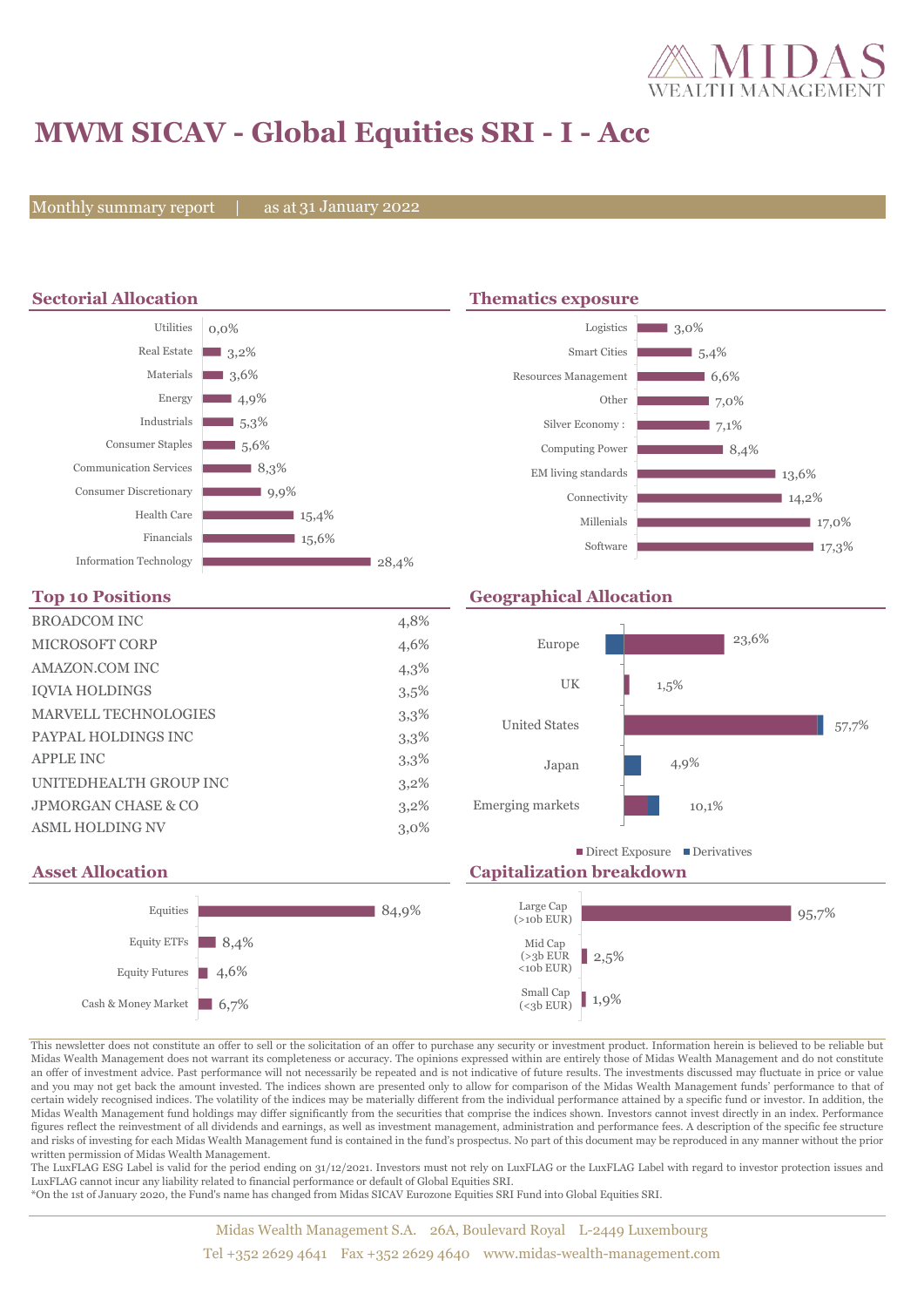# MWM SICAV - Global Equities SRI - I - Acc

Monthly summary report | as at 31 January 2022

## Sectorial Allocation

Utilities 0,0%
Real Estate 3,2%
Materials 3,6%
Energy 4,9%
Industrials 5,3%
Consumer Staples 5,6%
Communication Services 8,3%
Consumer Discretionary 9,9%
Health Care 15,4%
Financials 15,6%
Information Technology 28,4%

## Thematics exposure

Logistics 3,0%
Smart Cities 5,4%
Resources Management 6,6%
Other 7,0%
Silver Economy : 7,1%
Computing Power 8,4%
EM living standards 13,6%
Connectivity 14,2%
Millenials 17,0%
Software 17,3%

## Top 10 Positions

| | |
|---|---|
| BROADCOM INC | 4,8% |
| MICROSOFT CORP | 4,6% |
| AMAZON.COM INC | 4,3% |
| IQVIA HOLDINGS | 3,5% |
| MARVELL TECHNOLOGIES | 3,3% |
| PAYPAL HOLDINGS INC | 3,3% |
| APPLE INC | 3,3% |
| UNITEDHEALTH GROUP INC | 3,2% |
| JPMORGAN CHASE & CO | 3,2% |
| ASML HOLDING NV | 3,0% |

## Geographical Allocation

Europe 23,6%
UK 1,5%
United States 57,7%
Japan 4,9%
Emerging markets 10,1%

Direct Exposure, Derivatives

## Asset Allocation

Equities 84,9%
Equity ETFs 8,4%
Equity Futures 4,6%
Cash & Money Market 6,7%

## Capitalization breakdown

Large Cap (>10b EUR) 95,7%
Mid Cap (>3b EUR <10b EUR) 2,5%
Small Cap (<3b EUR) 1,9%

This newsletter does not constitute an offer to sell or the solicitation of an offer to purchase any security or investment product. Information herein is believed to be reliable but Midas Wealth Management does not warrant its completeness or accuracy. The opinions expressed within are entirely those of Midas Wealth Management and do not constitute an offer of investment advice. Past performance will not necessarily be repeated and is not indicative of future results. The investments discussed may fluctuate in price or value and you may not get back the amount invested. The indices shown are presented only to allow for comparison of the Midas Wealth Management funds' performance to that of certain widely recognised indices. The volatility of the indices may be materially different from the individual performance attained by a specific fund or investor. In addition, the Midas Wealth Management fund holdings may differ significantly from the securities that comprise the indices shown. Investors cannot invest directly in an index. Performance figures reflect the reinvestment of all dividends and earnings, as well as investment management, administration and performance fees. A description of the specific fee structure and risks of investing for each Midas Wealth Management fund is contained in the fund's prospectus. No part of this document may be reproduced in any manner without the prior written permission of Midas Wealth Management.

The LuxFLAG ESG Label is valid for the period ending on 31/12/2021. Investors must not rely on LuxFLAG or the LuxFLAG Label with regard to investor protection issues and LuxFLAG cannot incur any liability related to financial performance or default of Global Equities SRI.

*On the 1st of January 2020, the Fund's name has changed from Midas SICAV Eurozone Equities SRI Fund into Global Equities SRI.

Midas Wealth Management S.A. 26A, Boulevard Royal L-2449 Luxembourg
Tel +352 2629 4641 Fax +352 2629 4640 www.midas-wealth-management.com